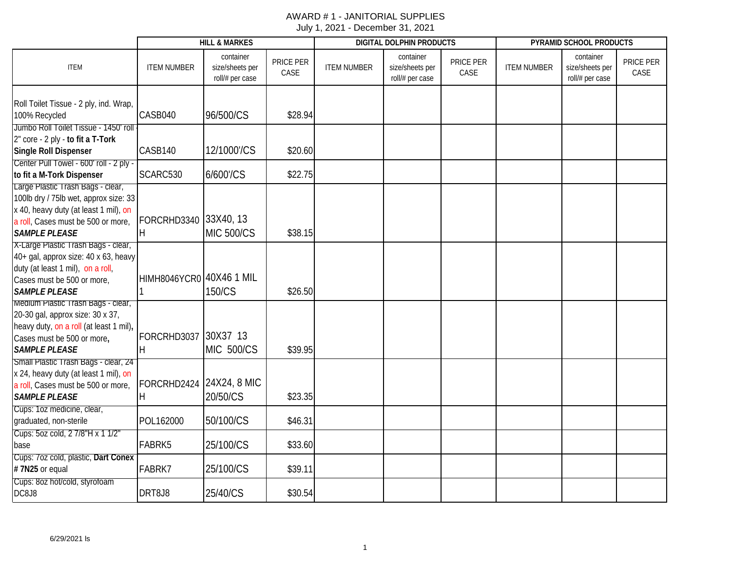# AWARD # 1 - JANITORIAL SUPPLIES

July 1, 2021 - December 31, 2021

| ITEM | HILL & MARKES | | | DIGITAL DOLPHIN PRODUCTS | | | PYRAMID SCHOOL PRODUCTS | | |
|---|---|---|---|---|---|---|---|---|---|
| | ITEM NUMBER | container size/sheets per roll/# per case | PRICE PER CASE | ITEM NUMBER | container size/sheets per roll/# per case | PRICE PER CASE | ITEM NUMBER | container size/sheets per roll/# per case | PRICE PER CASE |
| Roll Toilet Tissue - 2 ply, ind. Wrap, 100% Recycled | CASB040 | 96/500/CS | $28.94 | | | | | | |
| Jumbo Roll Toilet Tissue - 1450' roll - 2" core - 2 ply - **to fit a T-Tork Single Roll Dispenser** | CASB140 | 12/1000'/CS | $20.60 | | | | | | |
| Center Pull Towel - 600' roll - 2 ply - **to fit a M-Tork Dispenser** | SCARC530 | 6/600'/CS | $22.75 | | | | | | |
| Large Plastic Trash Bags - clear, 100lb dry / 75lb wet, approx size: 33 x 40, heavy duty (at least 1 mil), on a roll, Cases must be 500 or more, ***SAMPLE PLEASE*** | FORCRHD3340H | 33X40, 13 MIC 500/CS | $38.15 | | | | | | |
| X-Large Plastic Trash Bags - clear, 40+ gal, approx size: 40 x 63, heavy duty (at least 1 mil), on a roll, Cases must be 500 or more, ***SAMPLE PLEASE*** | HIMH8046YCR01 | 40X46 1 MIL 150/CS | $26.50 | | | | | | |
| Medium Plastic Trash Bags - clear, 20-30 gal, approx size: 30 x 37, heavy duty, on a roll (at least 1 mil)**,** Cases must be 500 or more**,** ***SAMPLE PLEASE*** | FORCRHD3037H | 30X37 13 MIC 500/CS | $39.95 | | | | | | |
| Small Plastic Trash Bags - clear, 24 x 24, heavy duty (at least 1 mil), on a roll, Cases must be 500 or more, ***SAMPLE PLEASE*** | FORCRHD2424H | 24X24, 8 MIC 20/50/CS | $23.35 | | | | | | |
| Cups: 1oz medicine, clear, graduated, non-sterile | POL162000 | 50/100/CS | $46.31 | | | | | | |
| Cups: 5oz cold, 2 7/8"H x 1 1/2" base | FABRK5 | 25/100/CS | $33.60 | | | | | | |
| Cups: 7oz cold, plastic, **Dart Conex # 7N25** or equal | FABRK7 | 25/100/CS | $39.11 | | | | | | |
| Cups: 8oz hot/cold, styrofoam DC8J8 | DRT8J8 | 25/40/CS | $30.54 | | | | | | |

6/29/2021 ls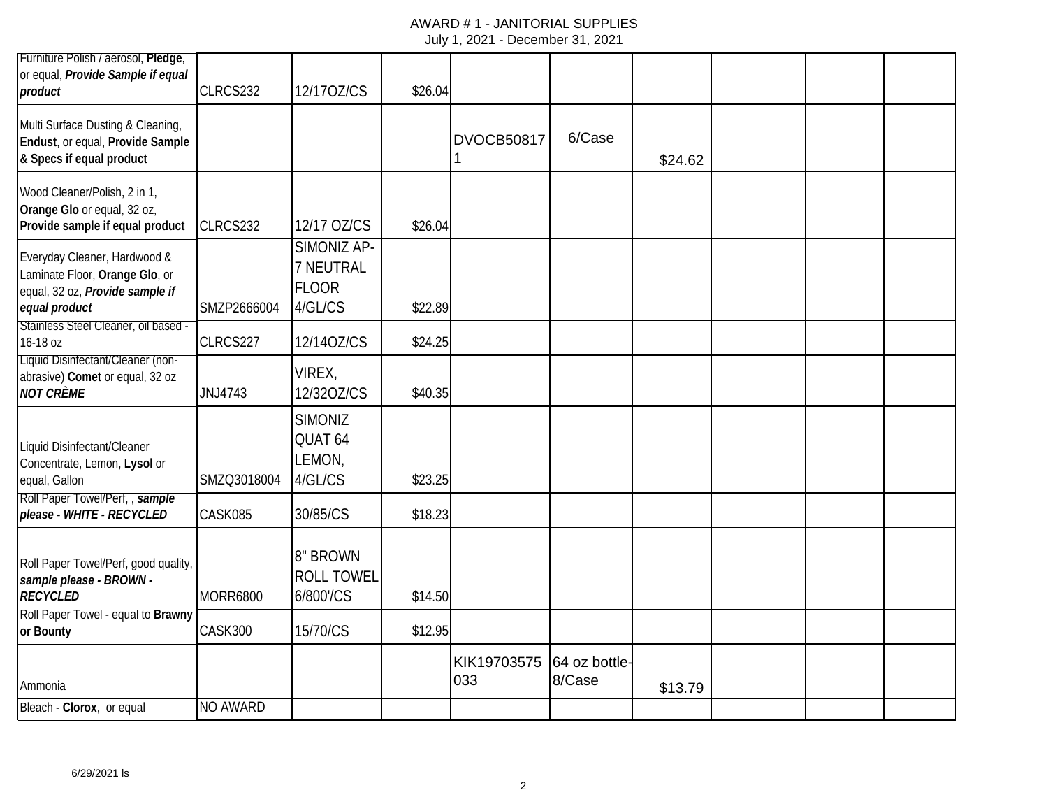AWARD # 1 - JANITORIAL SUPPLIES
July 1, 2021 - December 31, 2021

| | | | | | | | | | |
|---|---|---|---|---|---|---|---|---|---|
| Furniture Polish / aerosol, **Pledge**, or equal, ***Provide Sample if equal product*** | CLRCS232 | 12/17OZ/CS | $26.04 | | | | | | |
| Multi Surface Dusting & Cleaning, **Endust**, or equal, **Provide Sample & Specs if equal product** | | | | DVOCB508171 | 6/Case | $24.62 | | | |
| Wood Cleaner/Polish, 2 in 1, **Orange Glo** or equal, 32 oz, **Provide sample if equal product** | CLRCS232 | 12/17 OZ/CS | $26.04 | | | | | | |
| Everyday Cleaner, Hardwood & Laminate Floor, **Orange Glo**, or equal, 32 oz, ***Provide sample if equal product*** | SMZP2666004 | SIMONIZ AP-7 NEUTRAL FLOOR 4/GL/CS | $22.89 | | | | | | |
| Stainless Steel Cleaner, oil based - 16-18 oz | CLRCS227 | 12/14OZ/CS | $24.25 | | | | | | |
| Liquid Disinfectant/Cleaner (non-abrasive) **Comet** or equal, 32 oz ***NOT CRÈME*** | JNJ4743 | VIREX, 12/32OZ/CS | $40.35 | | | | | | |
| Liquid Disinfectant/Cleaner Concentrate, Lemon, **Lysol** or equal, Gallon | SMZQ3018004 | SIMONIZ QUAT 64 LEMON, 4/GL/CS | $23.25 | | | | | | |
| Roll Paper Towel/Perf, , ***sample please - WHITE - RECYCLED*** | CASK085 | 30/85/CS | $18.23 | | | | | | |
| Roll Paper Towel/Perf, good quality, ***sample please - BROWN - RECYCLED*** | MORR6800 | 8" BROWN ROLL TOWEL 6/800'/CS | $14.50 | | | | | | |
| Roll Paper Towel - equal to **Brawny or Bounty** | CASK300 | 15/70/CS | $12.95 | | | | | | |
| Ammonia | | | | KIK19703575033 | 64 oz bottle-8/Case | $13.79 | | | |
| Bleach - **Clorox**, or equal | NO AWARD | | | | | | | | |

6/29/2021 ls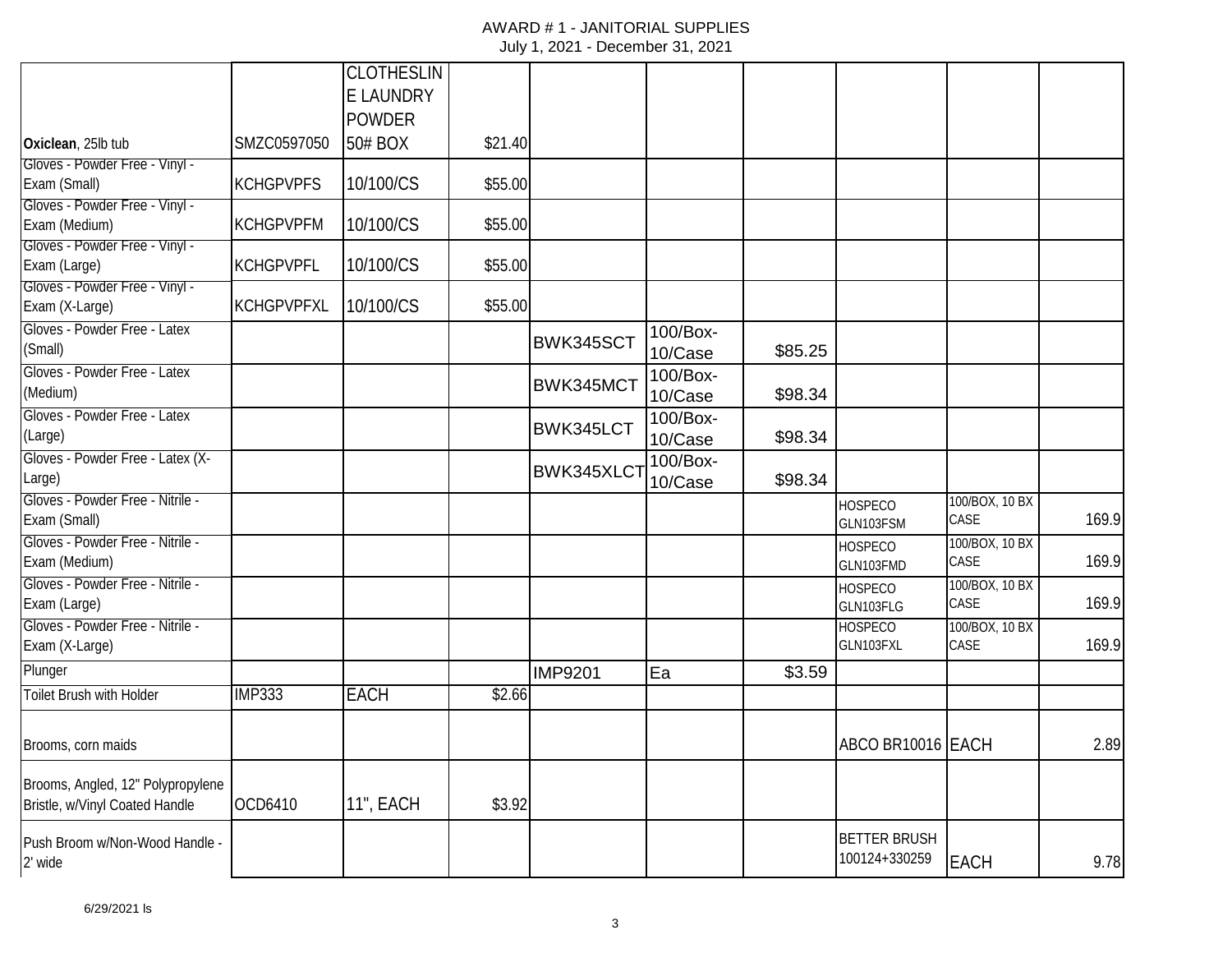AWARD # 1 - JANITORIAL SUPPLIES
July 1, 2021 - December 31, 2021

| | | | | | | | | | |
|---|---|---|---|---|---|---|---|---|---|
| **Oxiclean**, 25lb tub | SMZC0597050 | CLOTHESLINE LAUNDRY POWDER 50# BOX | $21.40 | | | | | | |
| Gloves - Powder Free - Vinyl - Exam (Small) | KCHGPVPFS | 10/100/CS | $55.00 | | | | | | |
| Gloves - Powder Free - Vinyl - Exam (Medium) | KCHGPVPFM | 10/100/CS | $55.00 | | | | | | |
| Gloves - Powder Free - Vinyl - Exam (Large) | KCHGPVPFL | 10/100/CS | $55.00 | | | | | | |
| Gloves - Powder Free - Vinyl - Exam (X-Large) | KCHGPVPFXL | 10/100/CS | $55.00 | | | | | | |
| Gloves - Powder Free - Latex (Small) | | | | BWK345SCT | 100/Box-10/Case | $85.25 | | | |
| Gloves - Powder Free - Latex (Medium) | | | | BWK345MCT | 100/Box-10/Case | $98.34 | | | |
| Gloves - Powder Free - Latex (Large) | | | | BWK345LCT | 100/Box-10/Case | $98.34 | | | |
| Gloves - Powder Free - Latex (X-Large) | | | | BWK345XLCT | 100/Box-10/Case | $98.34 | | | |
| Gloves - Powder Free - Nitrile - Exam (Small) | | | | | | | HOSPECO GLN103FSM | 100/BOX, 10 BX CASE | 169.9 |
| Gloves - Powder Free - Nitrile - Exam (Medium) | | | | | | | HOSPECO GLN103FMD | 100/BOX, 10 BX CASE | 169.9 |
| Gloves - Powder Free - Nitrile - Exam (Large) | | | | | | | HOSPECO GLN103FLG | 100/BOX, 10 BX CASE | 169.9 |
| Gloves - Powder Free - Nitrile - Exam (X-Large) | | | | | | | HOSPECO GLN103FXL | 100/BOX, 10 BX CASE | 169.9 |
| Plunger | | | | IMP9201 | Ea | $3.59 | | | |
| Toilet Brush with Holder | IMP333 | EACH | $2.66 | | | | | | |
| Brooms, corn maids | | | | | | | ABCO BR10016 | EACH | 2.89 |
| Brooms, Angled, 12" Polypropylene Bristle, w/Vinyl Coated Handle | OCD6410 | 11", EACH | $3.92 | | | | | | |
| Push Broom w/Non-Wood Handle - 2' wide | | | | | | | BETTER BRUSH 100124+330259 | EACH | 9.78 |

6/29/2021 ls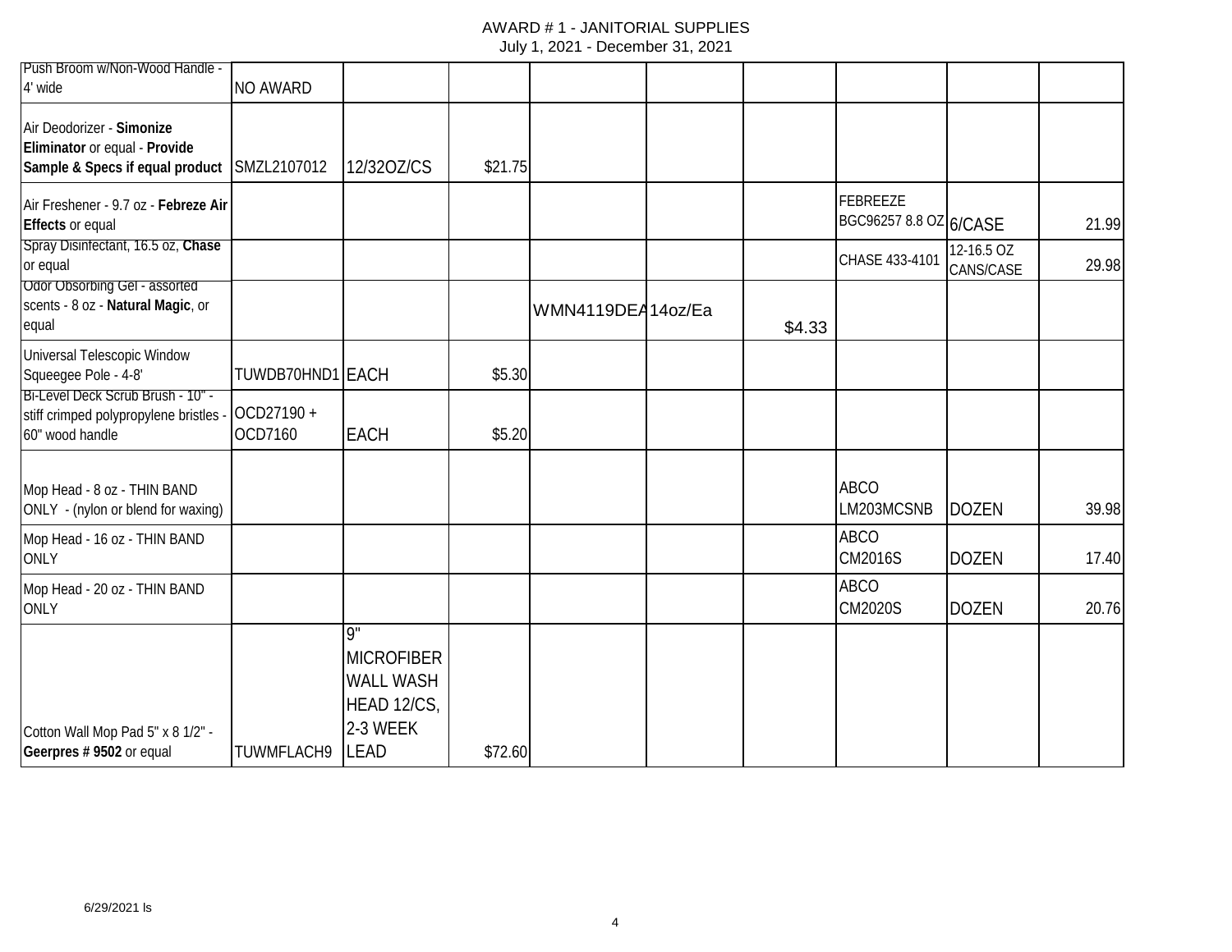AWARD # 1 - JANITORIAL SUPPLIES
July 1, 2021 - December 31, 2021

| | | | | | | | | | |
|---|---|---|---|---|---|---|---|---|---|
| Push Broom w/Non-Wood Handle - 4' wide | NO AWARD | | | | | | | | |
| Air Deodorizer - **Simonize Eliminator** or equal - **Provide Sample & Specs if equal product** | SMZL2107012 | 12/32OZ/CS | $21.75 | | | | | | |
| Air Freshener - 9.7 oz - **Febreze Air Effects** or equal | | | | | | | FEBREEZE BGC96257 8.8 OZ | 6/CASE | 21.99 |
| Spray Disinfectant, 16.5 oz, **Chase** or equal | | | | | | | CHASE 433-4101 | 12-16.5 OZ CANS/CASE | 29.98 |
| Odor Obsorbing Gel - assorted scents - 8 oz - **Natural Magic**, or equal | | | | WMN4119DEA | 14oz/Ea | $4.33 | | | |
| Universal Telescopic Window Squeegee Pole - 4-8' | TUWDB70HND1 | EACH | $5.30 | | | | | | |
| Bi-Level Deck Scrub Brush - 10" - stiff crimped polypropylene bristles - 60" wood handle | OCD27190 + OCD7160 | EACH | $5.20 | | | | | | |
| Mop Head - 8 oz - THIN BAND ONLY - (nylon or blend for waxing) | | | | | | | ABCO LM203MCSNB | DOZEN | 39.98 |
| Mop Head - 16 oz - THIN BAND ONLY | | | | | | | ABCO CM2016S | DOZEN | 17.40 |
| Mop Head - 20 oz - THIN BAND ONLY | | | | | | | ABCO CM2020S | DOZEN | 20.76 |
| Cotton Wall Mop Pad 5" x 8 1/2" - **Geerpres # 9502** or equal | TUWMFLACH9 | 9" MICROFIBER WALL WASH HEAD 12/CS, 2-3 WEEK LEAD | $72.60 | | | | | | |

6/29/2021 ls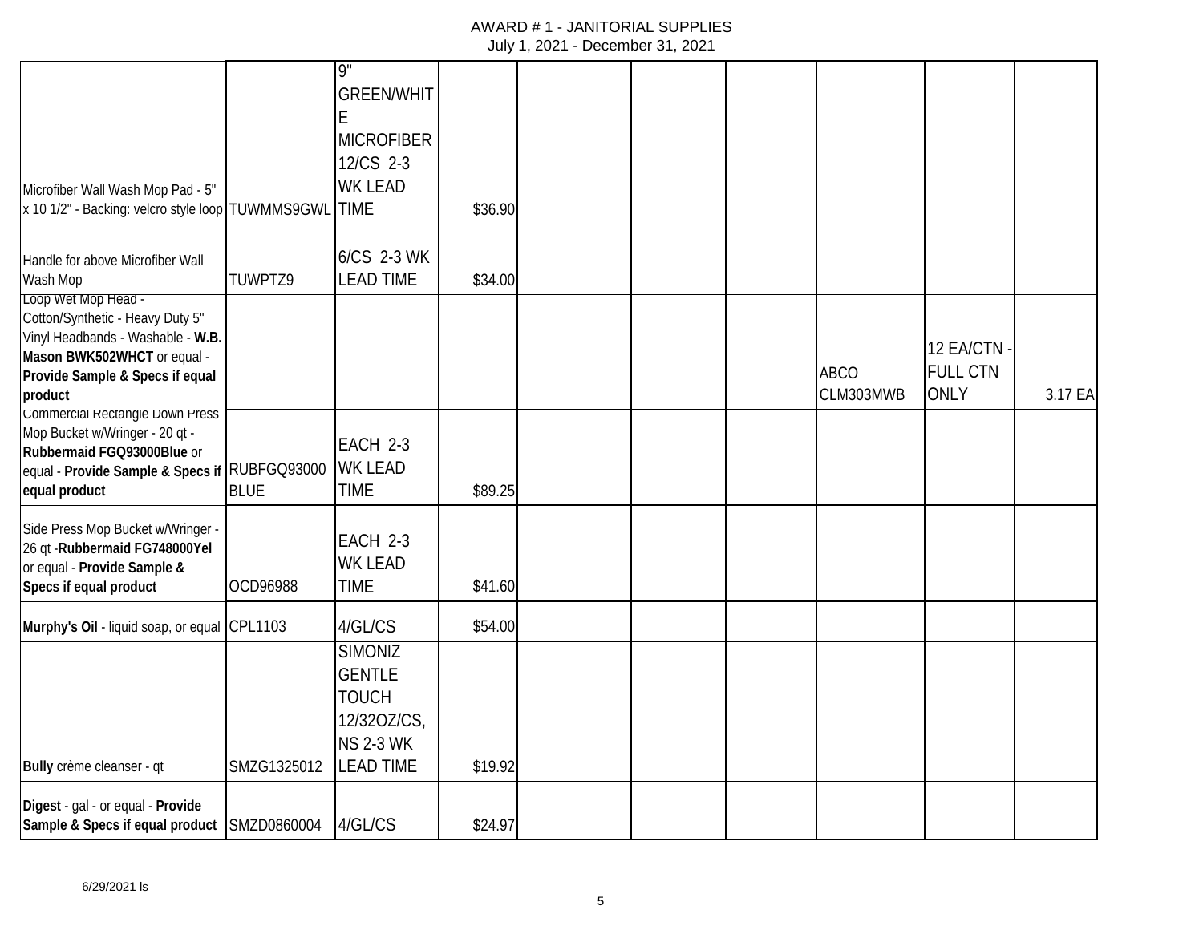# AWARD # 1 - JANITORIAL SUPPLIES

July 1, 2021 - December 31, 2021

| | | | | | | | | | |
|---|---|---|---|---|---|---|---|---|---|
| Microfiber Wall Wash Mop Pad - 5" x 10 1/2" - Backing: velcro style loop | TUWMMS9GWL | 9" GREEN/WHITE MICROFIBER 12/CS 2-3 WK LEAD TIME | $36.90 | | | | | | |
| Handle for above Microfiber Wall Wash Mop | TUWPTZ9 | 6/CS 2-3 WK LEAD TIME | $34.00 | | | | | | |
| Loop Wet Mop Head - Cotton/Synthetic - Heavy Duty 5" Vinyl Headbands - Washable - **W.B. Mason BWK502WHCT** or equal - **Provide Sample & Specs if equal product** | | | | | | | ABCO CLM303MWB | 12 EA/CTN - FULL CTN ONLY | 3.17 EA |
| Commercial Rectangle Down Press Mop Bucket w/Wringer - 20 qt - **Rubbermaid FGQ93000Blue** or equal - **Provide Sample & Specs if equal product** | RUBFGQ93000 BLUE | EACH 2-3 WK LEAD TIME | $89.25 | | | | | | |
| Side Press Mop Bucket w/Wringer - 26 qt -**Rubbermaid FG748000Yel** or equal - **Provide Sample & Specs if equal product** | OCD96988 | EACH 2-3 WK LEAD TIME | $41.60 | | | | | | |
| **Murphy's Oil** - liquid soap, or equal | CPL1103 | 4/GL/CS | $54.00 | | | | | | |
| **Bully** crème cleanser - qt | SMZG1325012 | SIMONIZ GENTLE TOUCH 12/32OZ/CS, NS 2-3 WK LEAD TIME | $19.92 | | | | | | |
| **Digest** - gal - or equal - **Provide Sample & Specs if equal product** | SMZD0860004 | 4/GL/CS | $24.97 | | | | | | |

6/29/2021 ls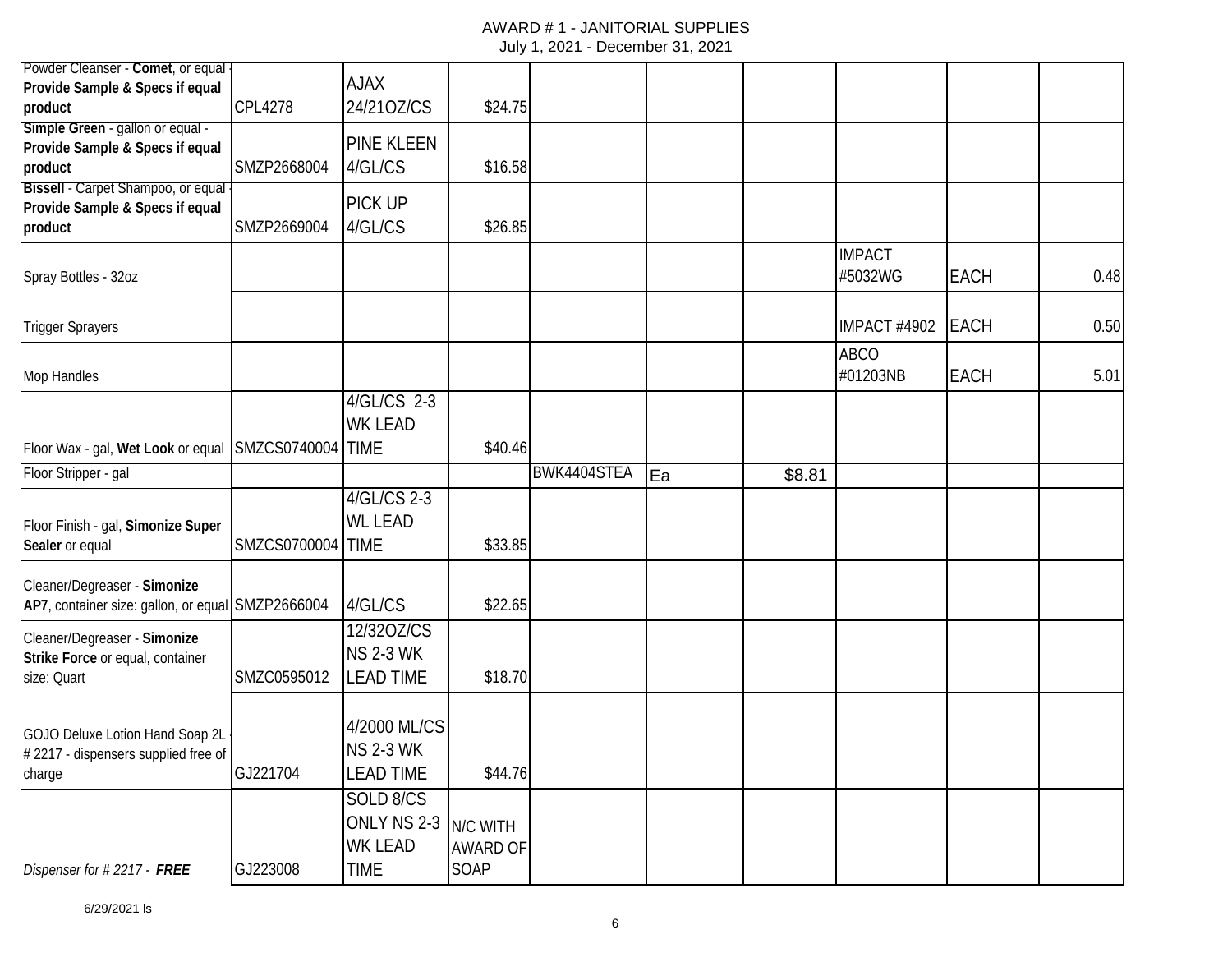# AWARD # 1 - JANITORIAL SUPPLIES

July 1, 2021 - December 31, 2021

| | | | | | | | | | |
|---|---|---|---|---|---|---|---|---|---|
| Powder Cleanser - **Comet**, or equal - **Provide Sample & Specs if equal product** | CPL4278 | AJAX 24/21OZ/CS | $24.75 | | | | | | |
| **Simple Green** - gallon or equal - **Provide Sample & Specs if equal product** | SMZP2668004 | PINE KLEEN 4/GL/CS | $16.58 | | | | | | |
| **Bissell** - Carpet Shampoo, or equal - **Provide Sample & Specs if equal product** | SMZP2669004 | PICK UP 4/GL/CS | $26.85 | | | | | | |
| Spray Bottles - 32oz | | | | | | | IMPACT #5032WG | EACH | 0.48 |
| Trigger Sprayers | | | | | | | IMPACT #4902 | EACH | 0.50 |
| Mop Handles | | | | | | | ABCO #01203NB | EACH | 5.01 |
| Floor Wax - gal, **Wet Look** or equal | SMZCS0740004 | 4/GL/CS 2-3 WK LEAD TIME | $40.46 | | | | | | |
| Floor Stripper - gal | | | | BWK4404STEA | Ea | $8.81 | | | |
| Floor Finish - gal, **Simonize Super Sealer** or equal | SMZCS0700004 | 4/GL/CS 2-3 WL LEAD TIME | $33.85 | | | | | | |
| Cleaner/Degreaser - **Simonize AP7**, container size: gallon, or equal | SMZP2666004 | 4/GL/CS | $22.65 | | | | | | |
| Cleaner/Degreaser - **Simonize Strike Force** or equal, container size: Quart | SMZC0595012 | 12/32OZ/CS NS 2-3 WK LEAD TIME | $18.70 | | | | | | |
| GOJO Deluxe Lotion Hand Soap 2L - # 2217 - dispensers supplied free of charge | GJ221704 | 4/2000 ML/CS NS 2-3 WK LEAD TIME | $44.76 | | | | | | |
| *Dispenser for # 2217 - **FREE*** | GJ223008 | SOLD 8/CS ONLY NS 2-3 WK LEAD TIME | N/C WITH AWARD OF SOAP | | | | | | |

6/29/2021 ls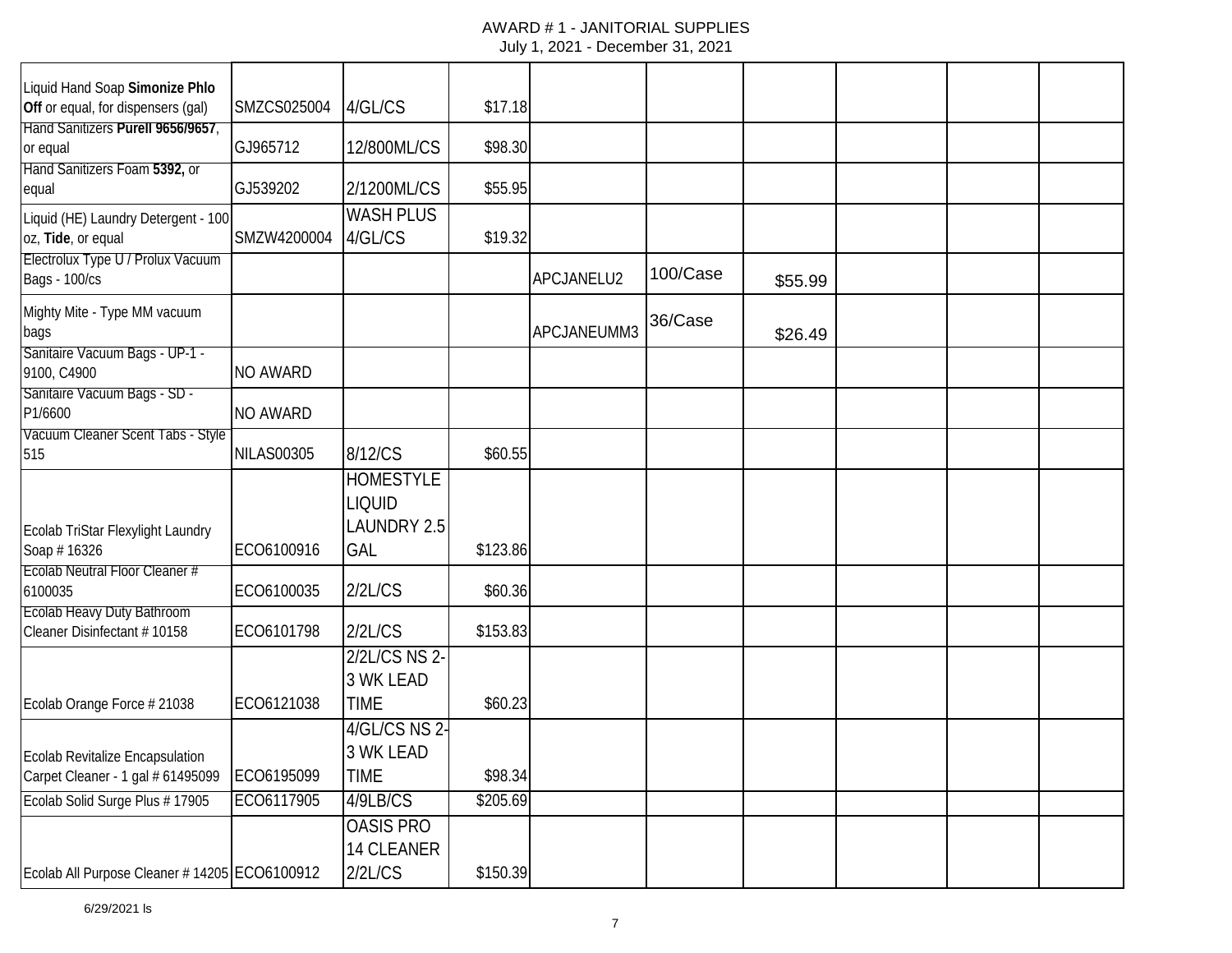AWARD # 1 - JANITORIAL SUPPLIES
July 1, 2021 - December 31, 2021

| | | | | | | | | | |
|---|---|---|---|---|---|---|---|---|---|
| Liquid Hand Soap **Simonize Phlo Off** or equal, for dispensers (gal) | SMZCS025004 | 4/GL/CS | $17.18 | | | | | | |
| Hand Sanitizers **Purell 9656/9657**, or equal | GJ965712 | 12/800ML/CS | $98.30 | | | | | | |
| Hand Sanitizers Foam **5392,** or equal | GJ539202 | 2/1200ML/CS | $55.95 | | | | | | |
| Liquid (HE) Laundry Detergent - 100 oz, **Tide**, or equal | SMZW4200004 | WASH PLUS 4/GL/CS | $19.32 | | | | | | |
| Electrolux Type U / Prolux Vacuum Bags - 100/cs | | | | APCJANELU2 | 100/Case | $55.99 | | | |
| Mighty Mite - Type MM vacuum bags | | | | APCJANEUMM3 | 36/Case | $26.49 | | | |
| Sanitaire Vacuum Bags - UP-1 - 9100, C4900 | NO AWARD | | | | | | | | |
| Sanitaire Vacuum Bags - SD - P1/6600 | NO AWARD | | | | | | | | |
| Vacuum Cleaner Scent Tabs - Style 515 | NILAS00305 | 8/12/CS | $60.55 | | | | | | |
| Ecolab TriStar Flexylight Laundry Soap # 16326 | ECO6100916 | HOMESTYLE LIQUID LAUNDRY 2.5 GAL | $123.86 | | | | | | |
| Ecolab Neutral Floor Cleaner # 6100035 | ECO6100035 | 2/2L/CS | $60.36 | | | | | | |
| Ecolab Heavy Duty Bathroom Cleaner Disinfectant # 10158 | ECO6101798 | 2/2L/CS | $153.83 | | | | | | |
| Ecolab Orange Force # 21038 | ECO6121038 | 2/2L/CS NS 2-3 WK LEAD TIME | $60.23 | | | | | | |
| Ecolab Revitalize Encapsulation Carpet Cleaner - 1 gal # 61495099 | ECO6195099 | 4/GL/CS NS 2-3 WK LEAD TIME | $98.34 | | | | | | |
| Ecolab Solid Surge Plus # 17905 | ECO6117905 | 4/9LB/CS | $205.69 | | | | | | |
| Ecolab All Purpose Cleaner # 14205 | ECO6100912 | OASIS PRO 14 CLEANER 2/2L/CS | $150.39 | | | | | | |

6/29/2021 ls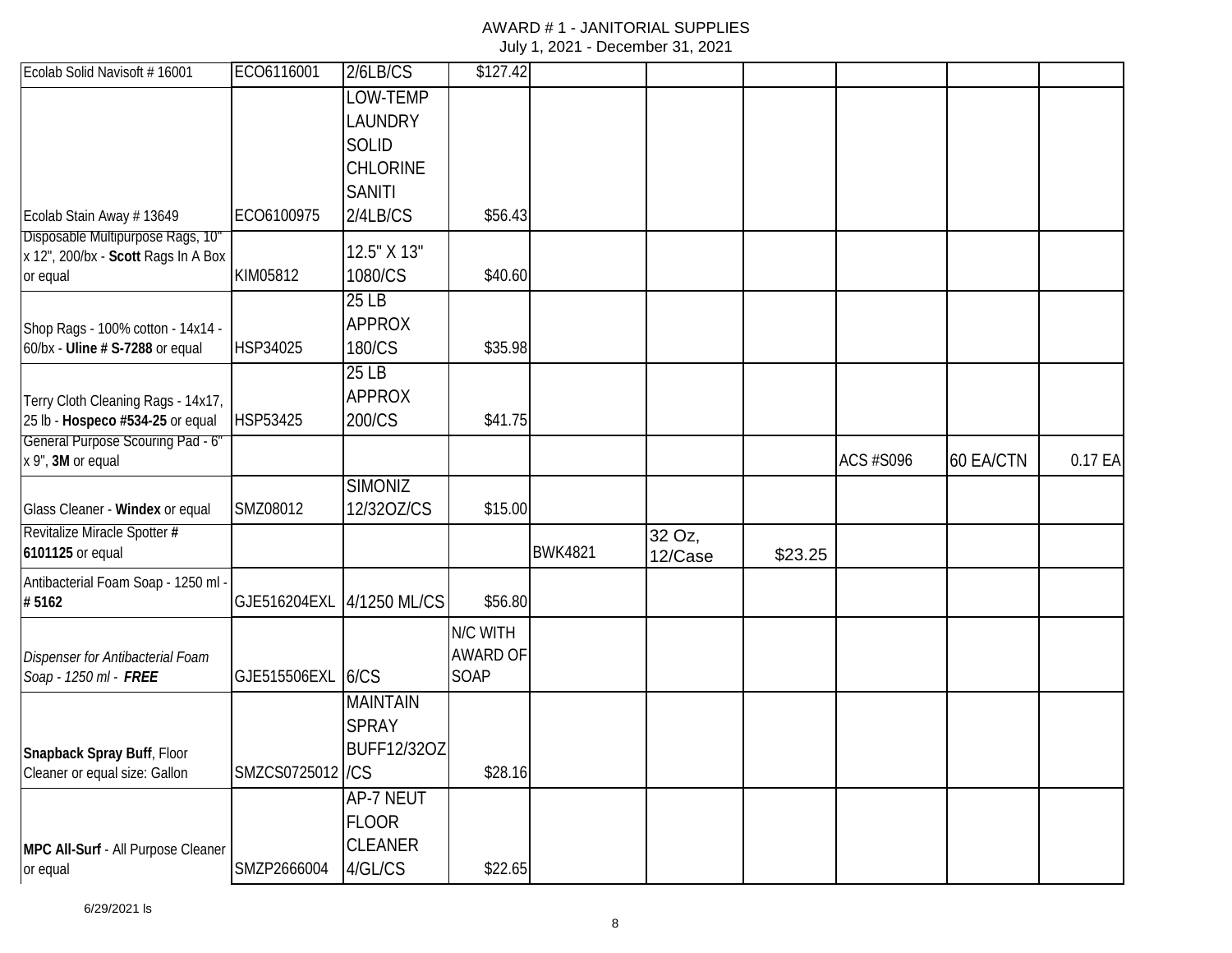AWARD # 1 - JANITORIAL SUPPLIES
July 1, 2021 - December 31, 2021

| | | | | | | | | | |
|---|---|---|---|---|---|---|---|---|---|
| Ecolab Solid Navisoft # 16001 | ECO6116001 | 2/6LB/CS | $127.42 | | | | | | |
| Ecolab Stain Away # 13649 | ECO6100975 | LOW-TEMP LAUNDRY SOLID CHLORINE SANITI 2/4LB/CS | $56.43 | | | | | | |
| Disposable Multipurpose Rags, 10" x 12", 200/bx - **Scott** Rags In A Box or equal | KIM05812 | 12.5" X 13" 1080/CS | $40.60 | | | | | | |
| Shop Rags - 100% cotton - 14x14 - 60/bx - **Uline # S-7288** or equal | HSP34025 | 25 LB APPROX 180/CS | $35.98 | | | | | | |
| Terry Cloth Cleaning Rags - 14x17, 25 lb - **Hospeco #534-25** or equal | HSP53425 | 25 LB APPROX 200/CS | $41.75 | | | | | | |
| General Purpose Scouring Pad - 6" x 9", **3M** or equal | | | | | | | ACS #S096 | 60 EA/CTN | 0.17 EA |
| Glass Cleaner - **Windex** or equal | SMZ08012 | SIMONIZ 12/32OZ/CS | $15.00 | | | | | | |
| Revitalize Miracle Spotter **# 6101125** or equal | | | | BWK4821 | 32 Oz, 12/Case | $23.25 | | | |
| Antibacterial Foam Soap - 1250 ml - **# 5162** | GJE516204EXL | 4/1250 ML/CS | $56.80 | | | | | | |
| *Dispenser for Antibacterial Foam Soap - 1250 ml -* ***FREE*** | GJE515506EXL | 6/CS | N/C WITH AWARD OF SOAP | | | | | | |
| **Snapback Spray Buff**, Floor Cleaner or equal size: Gallon | SMZCS0725012 | MAINTAIN SPRAY BUFF12/32OZ/CS | $28.16 | | | | | | |
| **MPC All-Surf** - All Purpose Cleaner or equal | SMZP2666004 | AP-7 NEUT FLOOR CLEANER 4/GL/CS | $22.65 | | | | | | |

6/29/2021 ls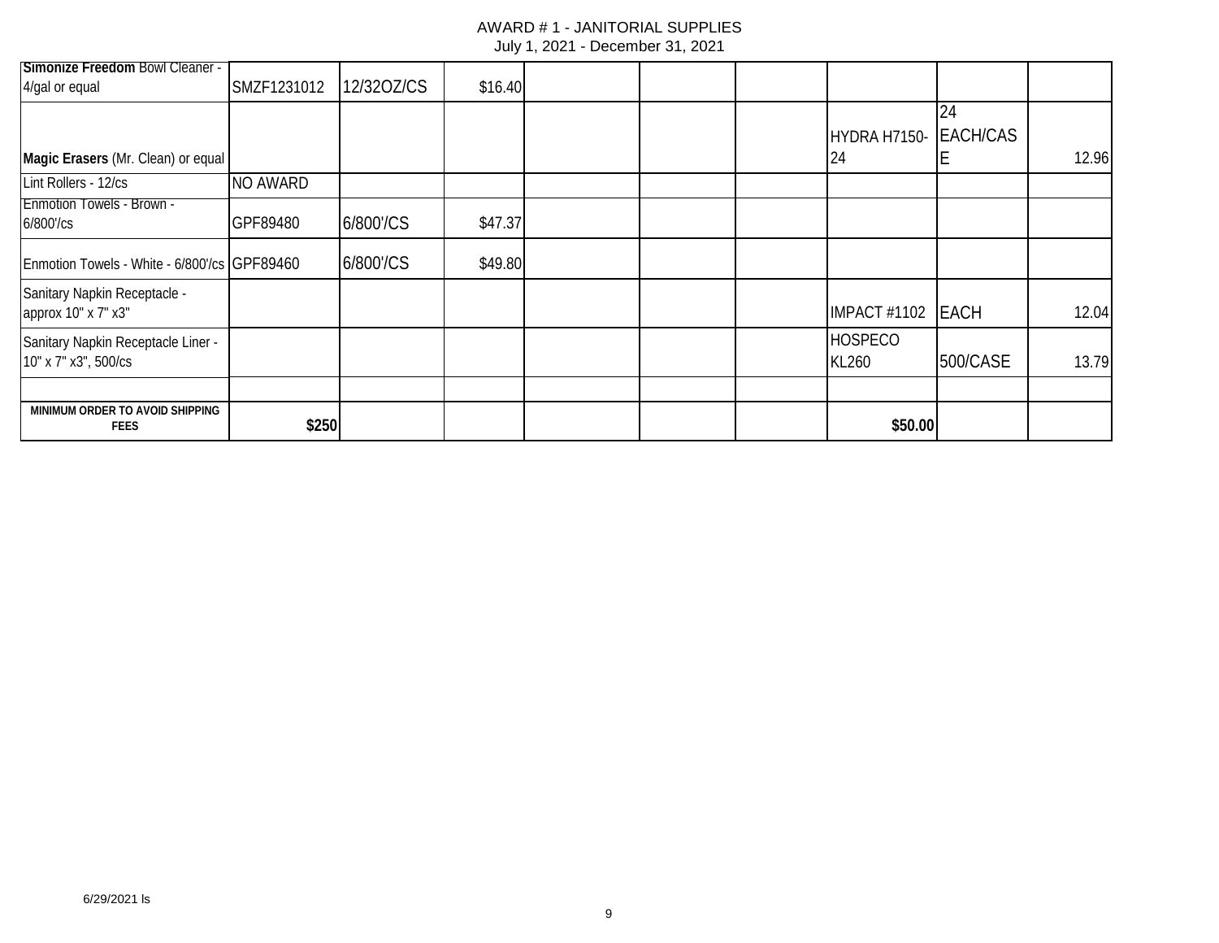# AWARD # 1 - JANITORIAL SUPPLIES
July 1, 2021 - December 31, 2021

| | | | | | | | | | |
|---|---|---|---|---|---|---|---|---|---|
| **Simonize Freedom** Bowl Cleaner - 4/gal or equal | SMZF1231012 | 12/32OZ/CS | $16.40 | | | | | | |
| **Magic Erasers** (Mr. Clean) or equal | | | | | | | HYDRA H7150-24 | 24 EACH/CASE | 12.96 |
| Lint Rollers - 12/cs | NO AWARD | | | | | | | | |
| Enmotion Towels - Brown - 6/800'/cs | GPF89480 | 6/800'/CS | $47.37 | | | | | | |
| Enmotion Towels - White - 6/800'/cs | GPF89460 | 6/800'/CS | $49.80 | | | | | | |
| Sanitary Napkin Receptacle - approx 10" x 7" x3" | | | | | | | IMPACT #1102 | EACH | 12.04 |
| Sanitary Napkin Receptacle Liner - 10" x 7" x3", 500/cs | | | | | | | HOSPECO KL260 | 500/CASE | 13.79 |
| | | | | | | | | | |
| **MINIMUM ORDER TO AVOID SHIPPING FEES** | $250 | | | | | | $50.00 | | |

6/29/2021 ls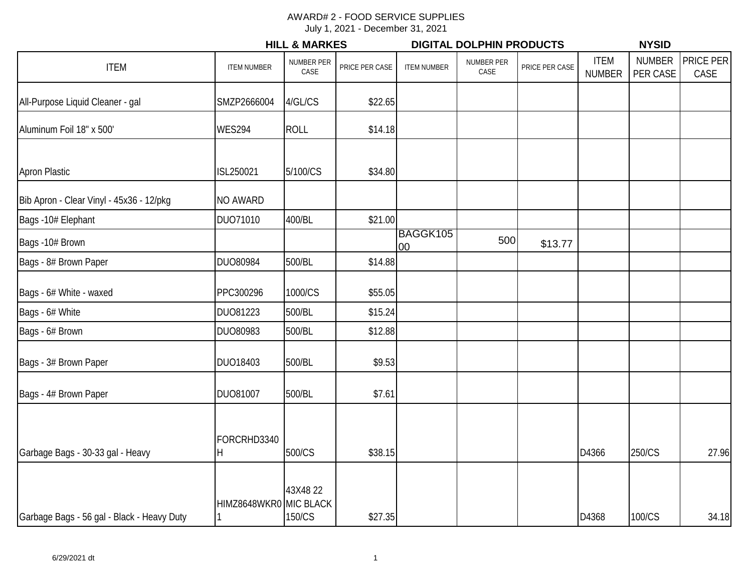AWARD# 2 - FOOD SERVICE SUPPLIES

July 1, 2021 - December 31, 2021

| ITEM | HILL & MARKES ITEM NUMBER | NUMBER PER CASE | PRICE PER CASE | DIGITAL DOLPHIN PRODUCTS ITEM NUMBER | NUMBER PER CASE | PRICE PER CASE | NYSID ITEM NUMBER | NUMBER PER CASE | PRICE PER CASE |
|---|---|---|---|---|---|---|---|---|---|
| All-Purpose Liquid Cleaner - gal | SMZP2666004 | 4/GL/CS | $22.65 | | | | | | |
| Aluminum Foil 18" x 500' | WES294 | ROLL | $14.18 | | | | | | |
| Apron Plastic | ISL250021 | 5/100/CS | $34.80 | | | | | | |
| Bib Apron - Clear Vinyl - 45x36 - 12/pkg | NO AWARD | | | | | | | | |
| Bags -10# Elephant | DUO71010 | 400/BL | $21.00 | | | | | | |
| Bags -10# Brown | | | | BAGGK10500 | 500 | $13.77 | | | |
| Bags - 8# Brown Paper | DUO80984 | 500/BL | $14.88 | | | | | | |
| Bags - 6# White - waxed | PPC300296 | 1000/CS | $55.05 | | | | | | |
| Bags - 6# White | DUO81223 | 500/BL | $15.24 | | | | | | |
| Bags - 6# Brown | DUO80983 | 500/BL | $12.88 | | | | | | |
| Bags - 3# Brown Paper | DUO18403 | 500/BL | $9.53 | | | | | | |
| Bags - 4# Brown Paper | DUO81007 | 500/BL | $7.61 | | | | | | |
| Garbage Bags - 30-33 gal - Heavy | FORCRHD3340H | 500/CS | $38.15 | | | | D4366 | 250/CS | 27.96 |
| Garbage Bags - 56 gal - Black - Heavy Duty | HIMZ8648WKR01 | 43X48 22 MIC BLACK 150/CS | $27.35 | | | | D4368 | 100/CS | 34.18 |

6/29/2021 dt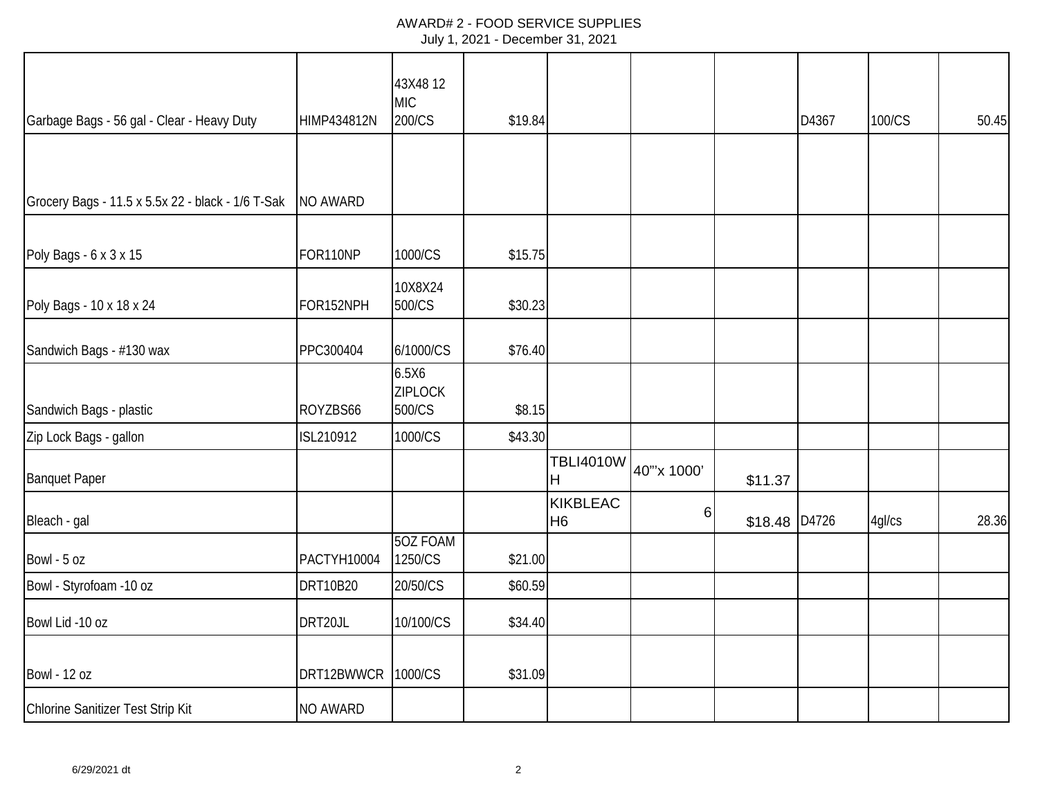# AWARD# 2 - FOOD SERVICE SUPPLIES

July 1, 2021 - December 31, 2021

| | | | | | | | | | |
|---|---|---|---|---|---|---|---|---|---|
| Garbage Bags - 56 gal - Clear - Heavy Duty | HIMP434812N | 43X48 12 MIC 200/CS | $19.84 | | | | D4367 | 100/CS | 50.45 |
| Grocery Bags - 11.5 x 5.5x 22 - black - 1/6 T-Sak | NO AWARD | | | | | | | | |
| Poly Bags - 6 x 3 x 15 | FOR110NP | 1000/CS | $15.75 | | | | | | |
| Poly Bags - 10 x 18 x 24 | FOR152NPH | 10X8X24 500/CS | $30.23 | | | | | | |
| Sandwich Bags - #130 wax | PPC300404 | 6/1000/CS | $76.40 | | | | | | |
| Sandwich Bags - plastic | ROYZBS66 | 6.5X6 ZIPLOCK 500/CS | $8.15 | | | | | | |
| Zip Lock Bags - gallon | ISL210912 | 1000/CS | $43.30 | | | | | | |
| Banquet Paper | | | | TBLI4010WH | 40"'x 1000' | $11.37 | | | |
| Bleach - gal | | | | KIKBLEACH6 | 6 | $18.48 | D4726 | 4gl/cs | 28.36 |
| Bowl - 5 oz | PACTYH10004 | 5OZ FOAM 1250/CS | $21.00 | | | | | | |
| Bowl - Styrofoam -10 oz | DRT10B20 | 20/50/CS | $60.59 | | | | | | |
| Bowl Lid -10 oz | DRT20JL | 10/100/CS | $34.40 | | | | | | |
| Bowl - 12 oz | DRT12BWWCR | 1000/CS | $31.09 | | | | | | |
| Chlorine Sanitizer Test Strip Kit | NO AWARD | | | | | | | | |

6/29/2021 dt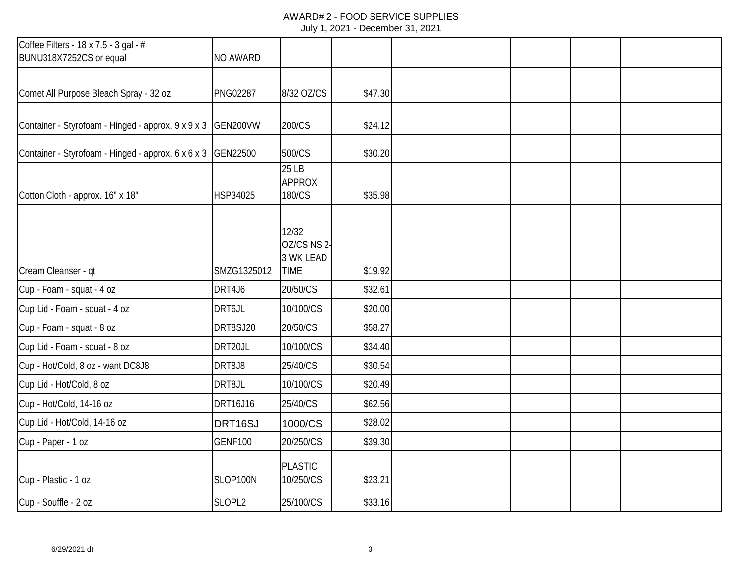AWARD# 2 - FOOD SERVICE SUPPLIES
July 1, 2021 - December 31, 2021

| | | | | | | | | | |
|---|---|---|---|---|---|---|---|---|---|
| Coffee Filters - 18 x 7.5 - 3 gal - # BUNU318X7252CS or equal | NO AWARD | | | | | | | | |
| Comet All Purpose Bleach Spray - 32 oz | PNG02287 | 8/32 OZ/CS | $47.30 | | | | | | |
| Container - Styrofoam - Hinged - approx. 9 x 9 x 3 | GEN200VW | 200/CS | $24.12 | | | | | | |
| Container - Styrofoam - Hinged - approx. 6 x 6 x 3 | GEN22500 | 500/CS | $30.20 | | | | | | |
| Cotton Cloth - approx. 16" x 18" | HSP34025 | 25 LB APPROX 180/CS | $35.98 | | | | | | |
| Cream Cleanser - qt | SMZG1325012 | 12/32 OZ/CS NS 2-3 WK LEAD TIME | $19.92 | | | | | | |
| Cup - Foam - squat - 4 oz | DRT4J6 | 20/50/CS | $32.61 | | | | | | |
| Cup Lid - Foam - squat - 4 oz | DRT6JL | 10/100/CS | $20.00 | | | | | | |
| Cup - Foam - squat - 8 oz | DRT8SJ20 | 20/50/CS | $58.27 | | | | | | |
| Cup Lid - Foam - squat - 8 oz | DRT20JL | 10/100/CS | $34.40 | | | | | | |
| Cup - Hot/Cold, 8 oz - want DC8J8 | DRT8J8 | 25/40/CS | $30.54 | | | | | | |
| Cup Lid - Hot/Cold, 8 oz | DRT8JL | 10/100/CS | $20.49 | | | | | | |
| Cup - Hot/Cold, 14-16 oz | DRT16J16 | 25/40/CS | $62.56 | | | | | | |
| Cup Lid - Hot/Cold, 14-16 oz | DRT16SJ | 1000/CS | $28.02 | | | | | | |
| Cup - Paper - 1 oz | GENF100 | 20/250/CS | $39.30 | | | | | | |
| Cup - Plastic - 1 oz | SLOP100N | PLASTIC 10/250/CS | $23.21 | | | | | | |
| Cup - Souffle - 2 oz | SLOPL2 | 25/100/CS | $33.16 | | | | | | |

6/29/2021 dt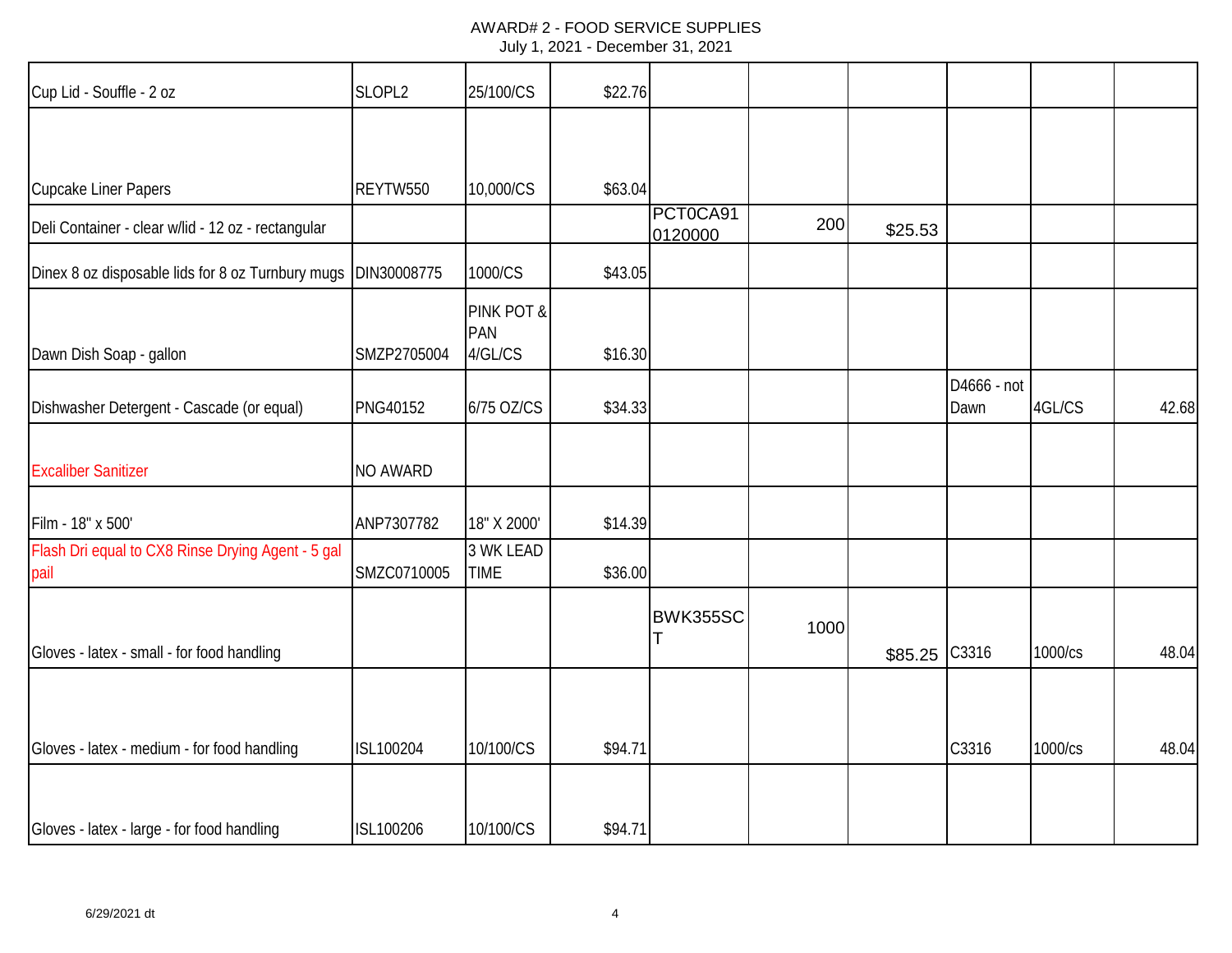AWARD# 2 - FOOD SERVICE SUPPLIES
July 1, 2021 - December 31, 2021

| | | | | | | | | | |
|---|---|---|---|---|---|---|---|---|---|
| Cup Lid - Souffle - 2 oz | SLOPL2 | 25/100/CS | $22.76 | | | | | | |
| Cupcake Liner Papers | REYTW550 | 10,000/CS | $63.04 | | | | | | |
| Deli Container - clear w/lid - 12 oz - rectangular | | | | PCT0CA91 0120000 | 200 | $25.53 | | | |
| Dinex 8 oz disposable lids for 8 oz Turnbury mugs | DIN30008775 | 1000/CS | $43.05 | | | | | | |
| Dawn Dish Soap - gallon | SMZP2705004 | PINK POT & PAN 4/GL/CS | $16.30 | | | | | | |
| Dishwasher Detergent - Cascade (or equal) | PNG40152 | 6/75 OZ/CS | $34.33 | | | | D4666 - not Dawn | 4GL/CS | 42.68 |
| Excaliber Sanitizer | NO AWARD | | | | | | | | |
| Film - 18" x 500' | ANP7307782 | 18" X 2000' | $14.39 | | | | | | |
| Flash Dri equal to CX8 Rinse Drying Agent - 5 gal pail | SMZC0710005 | 3 WK LEAD TIME | $36.00 | | | | | | |
| Gloves - latex - small - for food handling | | | | BWK355SCT | 1000 | $85.25 | C3316 | 1000/cs | 48.04 |
| Gloves - latex - medium - for food handling | ISL100204 | 10/100/CS | $94.71 | | | | C3316 | 1000/cs | 48.04 |
| Gloves - latex - large - for food handling | ISL100206 | 10/100/CS | $94.71 | | | | | | |

6/29/2021 dt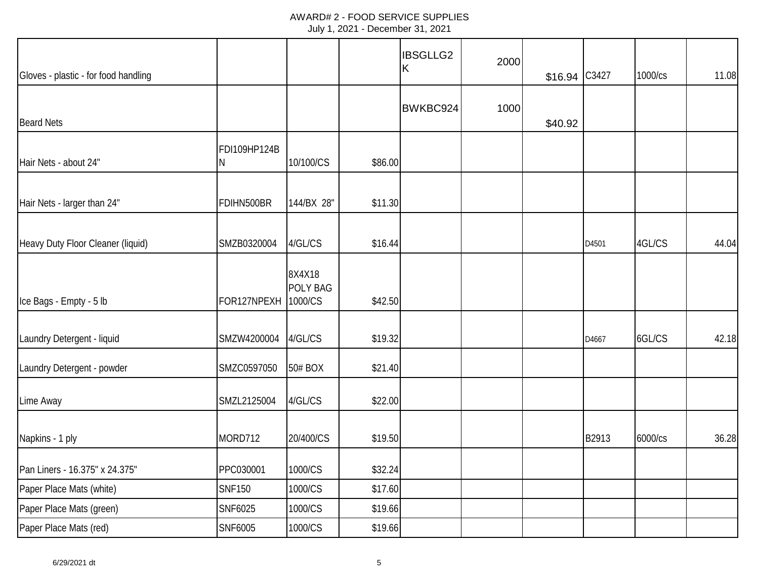AWARD# 2 - FOOD SERVICE SUPPLIES
July 1, 2021 - December 31, 2021

| | | | | | | | | | |
|---|---|---|---|---|---|---|---|---|---|
| Gloves - plastic - for food handling | | | | IBSGLLG2K | 2000 | $16.94 | C3427 | 1000/cs | 11.08 |
| Beard Nets | | | | BWKBC924 | 1000 | $40.92 | | | |
| Hair Nets - about 24" | FDI109HP124BN | 10/100/CS | $86.00 | | | | | | |
| Hair Nets - larger than 24" | FDIHN500BR | 144/BX 28" | $11.30 | | | | | | |
| Heavy Duty Floor Cleaner (liquid) | SMZB0320004 | 4/GL/CS | $16.44 | | | | D4501 | 4GL/CS | 44.04 |
| Ice Bags - Empty - 5 lb | FOR127NPEXH | 8X4X18 POLY BAG 1000/CS | $42.50 | | | | | | |
| Laundry Detergent - liquid | SMZW4200004 | 4/GL/CS | $19.32 | | | | D4667 | 6GL/CS | 42.18 |
| Laundry Detergent - powder | SMZC0597050 | 50# BOX | $21.40 | | | | | | |
| Lime Away | SMZL2125004 | 4/GL/CS | $22.00 | | | | | | |
| Napkins - 1 ply | MORD712 | 20/400/CS | $19.50 | | | | B2913 | 6000/cs | 36.28 |
| Pan Liners - 16.375" x 24.375" | PPC030001 | 1000/CS | $32.24 | | | | | | |
| Paper Place Mats (white) | SNF150 | 1000/CS | $17.60 | | | | | | |
| Paper Place Mats (green) | SNF6025 | 1000/CS | $19.66 | | | | | | |
| Paper Place Mats (red) | SNF6005 | 1000/CS | $19.66 | | | | | | |

6/29/2021 dt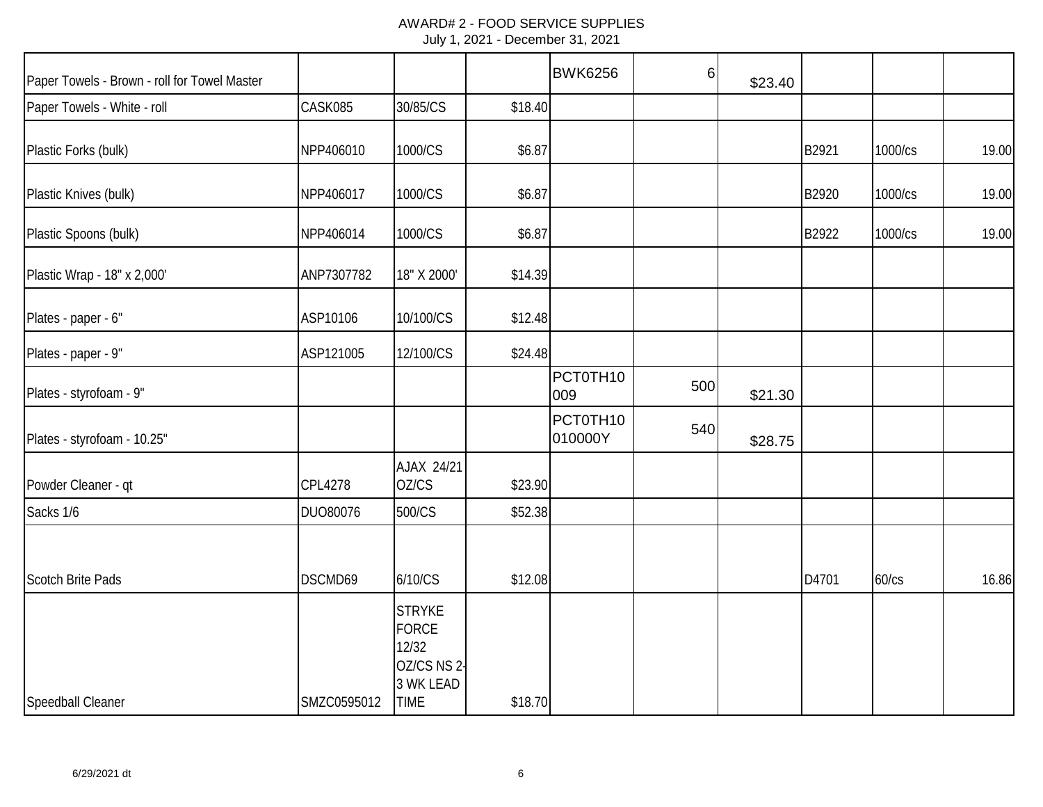AWARD# 2 - FOOD SERVICE SUPPLIES
July 1, 2021 - December 31, 2021

| | | | | | | | | | |
|---|---|---|---|---|---|---|---|---|---|
| Paper Towels - Brown - roll for Towel Master | | | | BWK6256 | 6 | $23.40 | | | |
| Paper Towels - White - roll | CASK085 | 30/85/CS | $18.40 | | | | | | |
| Plastic Forks (bulk) | NPP406010 | 1000/CS | $6.87 | | | | B2921 | 1000/cs | 19.00 |
| Plastic Knives (bulk) | NPP406017 | 1000/CS | $6.87 | | | | B2920 | 1000/cs | 19.00 |
| Plastic Spoons (bulk) | NPP406014 | 1000/CS | $6.87 | | | | B2922 | 1000/cs | 19.00 |
| Plastic Wrap - 18" x 2,000' | ANP7307782 | 18" X 2000' | $14.39 | | | | | | |
| Plates - paper - 6" | ASP10106 | 10/100/CS | $12.48 | | | | | | |
| Plates - paper - 9" | ASP121005 | 12/100/CS | $24.48 | | | | | | |
| Plates - styrofoam - 9" | | | | PCT0TH10009 | 500 | $21.30 | | | |
| Plates - styrofoam - 10.25" | | | | PCT0TH10010000Y | 540 | $28.75 | | | |
| Powder Cleaner - qt | CPL4278 | AJAX 24/21 OZ/CS | $23.90 | | | | | | |
| Sacks 1/6 | DUO80076 | 500/CS | $52.38 | | | | | | |
| Scotch Brite Pads | DSCMD69 | 6/10/CS | $12.08 | | | | D4701 | 60/cs | 16.86 |
| Speedball Cleaner | SMZC0595012 | STRYKE FORCE 12/32 OZ/CS NS 2-3 WK LEAD TIME | $18.70 | | | | | | |

6/29/2021 dt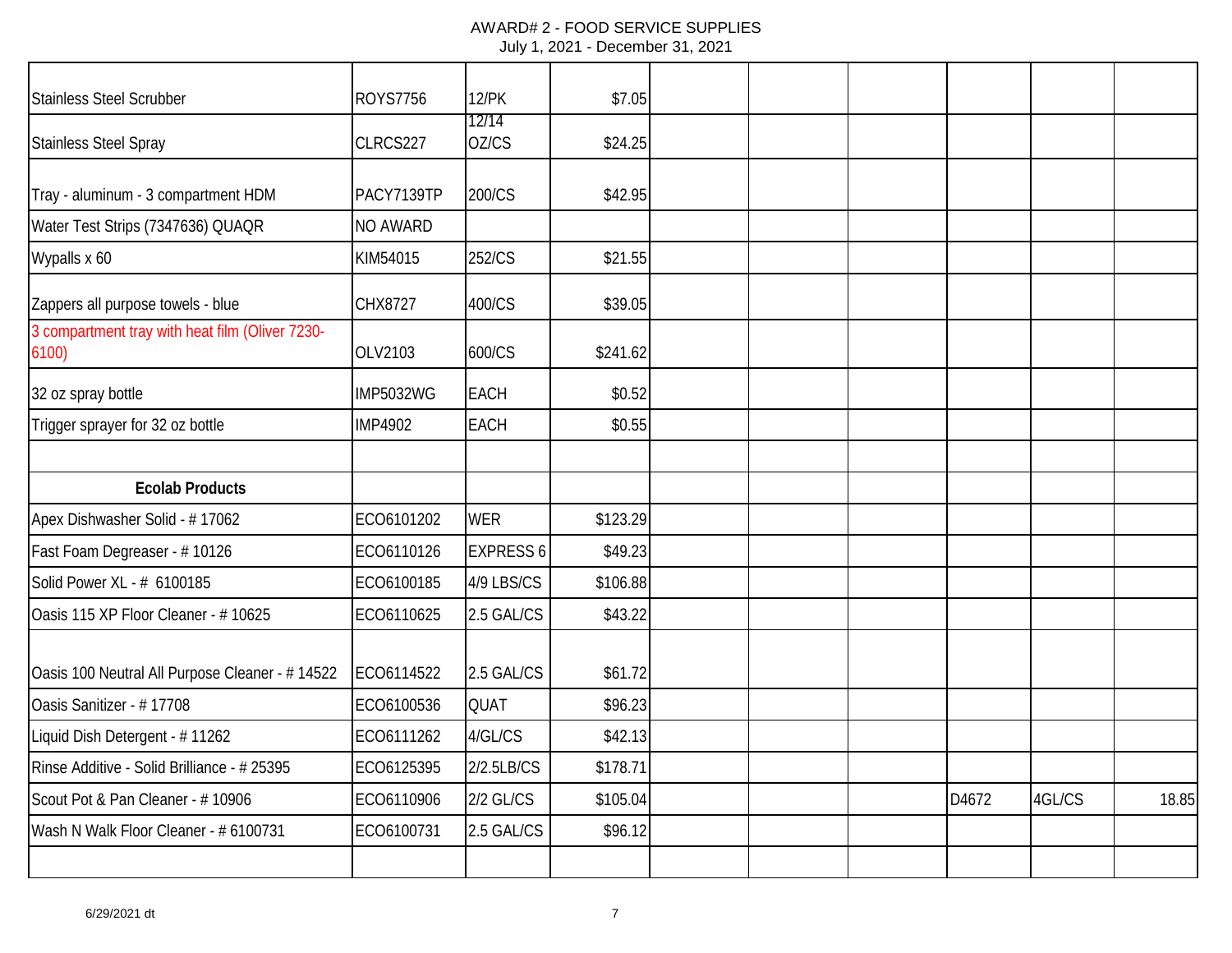# AWARD# 2 - FOOD SERVICE SUPPLIES

July 1, 2021 - December 31, 2021

| | | | | | | | | | |
|---|---|---|---|---|---|---|---|---|---|
| Stainless Steel Scrubber | ROYS7756 | 12/PK | $7.05 | | | | | | |
| Stainless Steel Spray | CLRCS227 | 12/14 OZ/CS | $24.25 | | | | | | |
| Tray - aluminum - 3 compartment HDM | PACY7139TP | 200/CS | $42.95 | | | | | | |
| Water Test Strips (7347636) QUAQR | NO AWARD | | | | | | | | |
| Wypalls x 60 | KIM54015 | 252/CS | $21.55 | | | | | | |
| Zappers all purpose towels - blue | CHX8727 | 400/CS | $39.05 | | | | | | |
| 3 compartment tray with heat film (Oliver 7230-6100) | OLV2103 | 600/CS | $241.62 | | | | | | |
| 32 oz spray bottle | IMP5032WG | EACH | $0.52 | | | | | | |
| Trigger sprayer for 32 oz bottle | IMP4902 | EACH | $0.55 | | | | | | |
| | | | | | | | | | |
| **Ecolab Products** | | | | | | | | | |
| Apex Dishwasher Solid - # 17062 | ECO6101202 | WER | $123.29 | | | | | | |
| Fast Foam Degreaser - # 10126 | ECO6110126 | EXPRESS 6 | $49.23 | | | | | | |
| Solid Power XL - # 6100185 | ECO6100185 | 4/9 LBS/CS | $106.88 | | | | | | |
| Oasis 115 XP Floor Cleaner - # 10625 | ECO6110625 | 2.5 GAL/CS | $43.22 | | | | | | |
| Oasis 100 Neutral All Purpose Cleaner - # 14522 | ECO6114522 | 2.5 GAL/CS | $61.72 | | | | | | |
| Oasis Sanitizer - # 17708 | ECO6100536 | QUAT | $96.23 | | | | | | |
| Liquid Dish Detergent - # 11262 | ECO6111262 | 4/GL/CS | $42.13 | | | | | | |
| Rinse Additive - Solid Brilliance - # 25395 | ECO6125395 | 2/2.5LB/CS | $178.71 | | | | | | |
| Scout Pot & Pan Cleaner - # 10906 | ECO6110906 | 2/2 GL/CS | $105.04 | | | | D4672 | 4GL/CS | 18.85 |
| Wash N Walk Floor Cleaner - # 6100731 | ECO6100731 | 2.5 GAL/CS | $96.12 | | | | | | |
| | | | | | | | | | |

6/29/2021 dt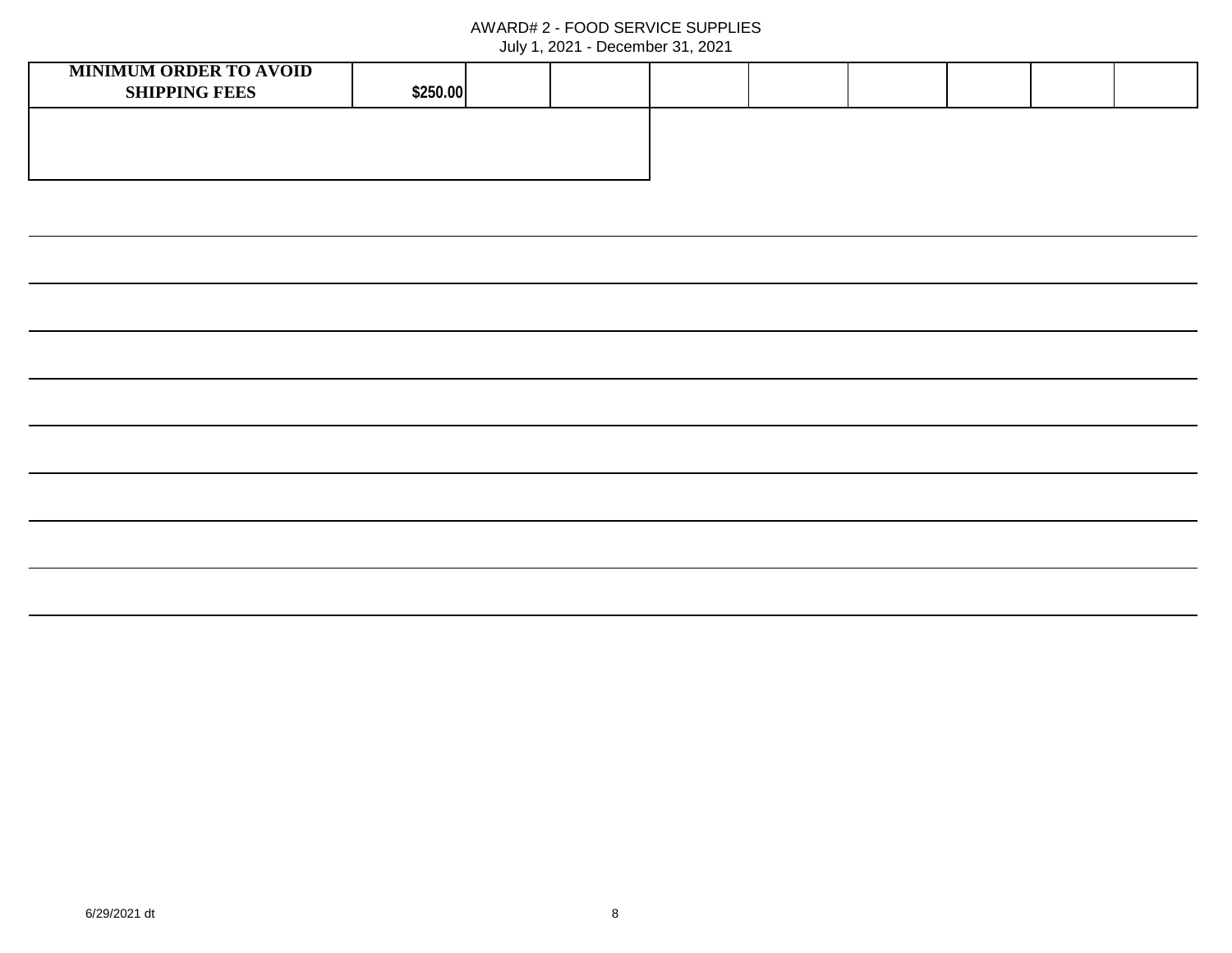AWARD# 2 - FOOD SERVICE SUPPLIES
July 1, 2021 - December 31, 2021

| | | | | | | | | | |
|---|---|---|---|---|---|---|---|---|---|
| **MINIMUM ORDER TO AVOID SHIPPING FEES** | **$250.00** | | | | | | | | |

6/29/2021 dt